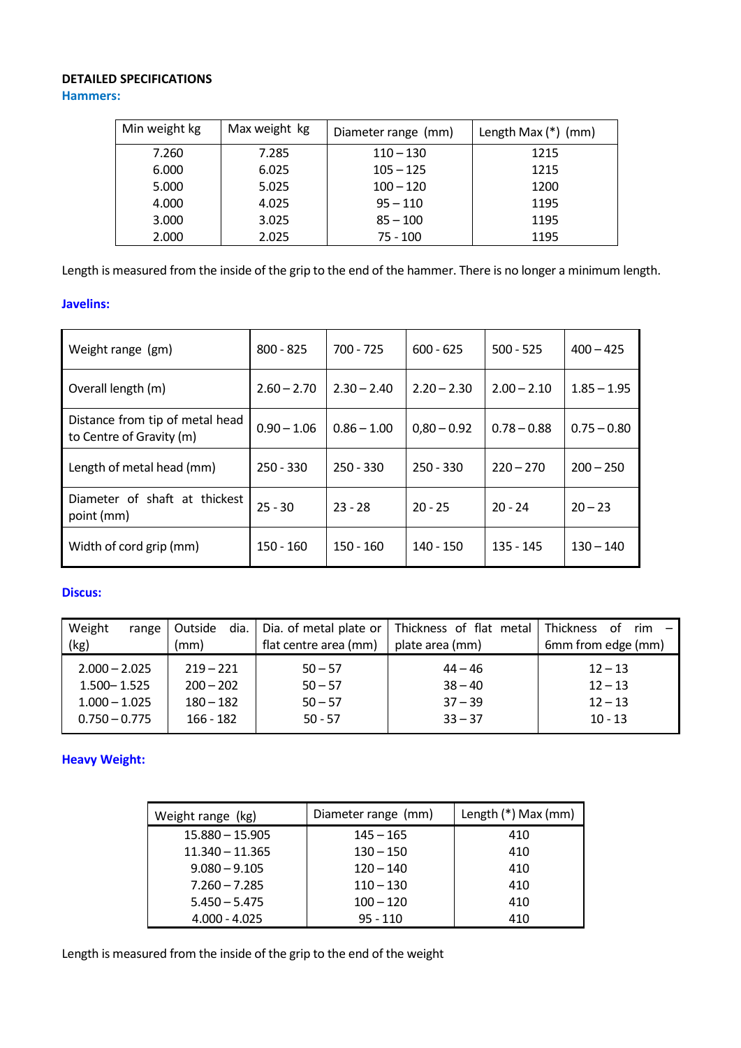**DETAILED SPECIFICATIONS**

### Hammers:

| Min weight kg | Max weight kg | Diameter range (mm) | Length Max (*) (mm) |
|---|---|---|---|
| 7.260 | 7.285 | 110 – 130 | 1215 |
| 6.000 | 6.025 | 105 – 125 | 1215 |
| 5.000 | 5.025 | 100 – 120 | 1200 |
| 4.000 | 4.025 | 95 – 110 | 1195 |
| 3.000 | 3.025 | 85 – 100 | 1195 |
| 2.000 | 2.025 | 75 - 100 | 1195 |

Length is measured from the inside of the grip to the end of the hammer. There is no longer a minimum length.

### Javelins:

| Weight range (gm) | 800 - 825 | 700 - 725 | 600 - 625 | 500 - 525 | 400 – 425 |
|---|---|---|---|---|---|
| Overall length (m) | 2.60 – 2.70 | 2.30 – 2.40 | 2.20 – 2.30 | 2.00 – 2.10 | 1.85 – 1.95 |
| Distance from tip of metal head to Centre of Gravity (m) | 0.90 – 1.06 | 0.86 – 1.00 | 0,80 – 0.92 | 0.78 – 0.88 | 0.75 – 0.80 |
| Length of metal head (mm) | 250 - 330 | 250 - 330 | 250 - 330 | 220 – 270 | 200 – 250 |
| Diameter of shaft at thickest point (mm) | 25 - 30 | 23 - 28 | 20 - 25 | 20 - 24 | 20 – 23 |
| Width of cord grip (mm) | 150 - 160 | 150 - 160 | 140 - 150 | 135 - 145 | 130 – 140 |

### Discus:

| Weight range (kg) | Outside dia. (mm) | Dia. of metal plate or flat centre area (mm) | Thickness of flat metal plate area (mm) | Thickness of rim – 6mm from edge (mm) |
|---|---|---|---|---|
| 2.000 – 2.025 | 219 – 221 | 50 – 57 | 44 – 46 | 12 – 13 |
| 1.500– 1.525 | 200 – 202 | 50 – 57 | 38 – 40 | 12 – 13 |
| 1.000 – 1.025 | 180 – 182 | 50 – 57 | 37 – 39 | 12 – 13 |
| 0.750 – 0.775 | 166 - 182 | 50 - 57 | 33 – 37 | 10 - 13 |

### Heavy Weight:

| Weight range (kg) | Diameter range (mm) | Length (*) Max (mm) |
|---|---|---|
| 15.880 – 15.905 | 145 – 165 | 410 |
| 11.340 – 11.365 | 130 – 150 | 410 |
| 9.080 – 9.105 | 120 – 140 | 410 |
| 7.260 – 7.285 | 110 – 130 | 410 |
| 5.450 – 5.475 | 100 – 120 | 410 |
| 4.000 - 4.025 | 95 - 110 | 410 |

Length is measured from the inside of the grip to the end of the weight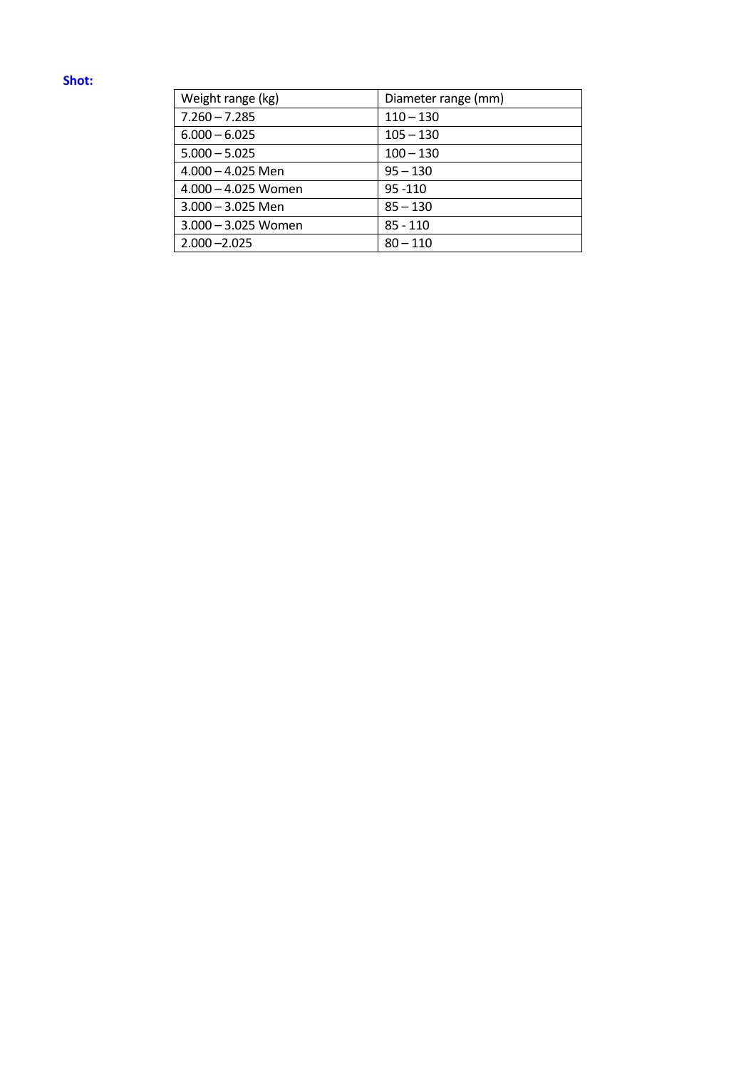**Shot:**

| Weight range (kg) | Diameter range (mm) |
|---|---|
| 7.260 – 7.285 | 110 – 130 |
| 6.000 – 6.025 | 105 – 130 |
| 5.000 – 5.025 | 100 – 130 |
| 4.000 – 4.025 Men | 95 – 130 |
| 4.000 – 4.025 Women | 95 -110 |
| 3.000 – 3.025 Men | 85 – 130 |
| 3.000 – 3.025 Women | 85 - 110 |
| 2.000 –2.025 | 80 – 110 |